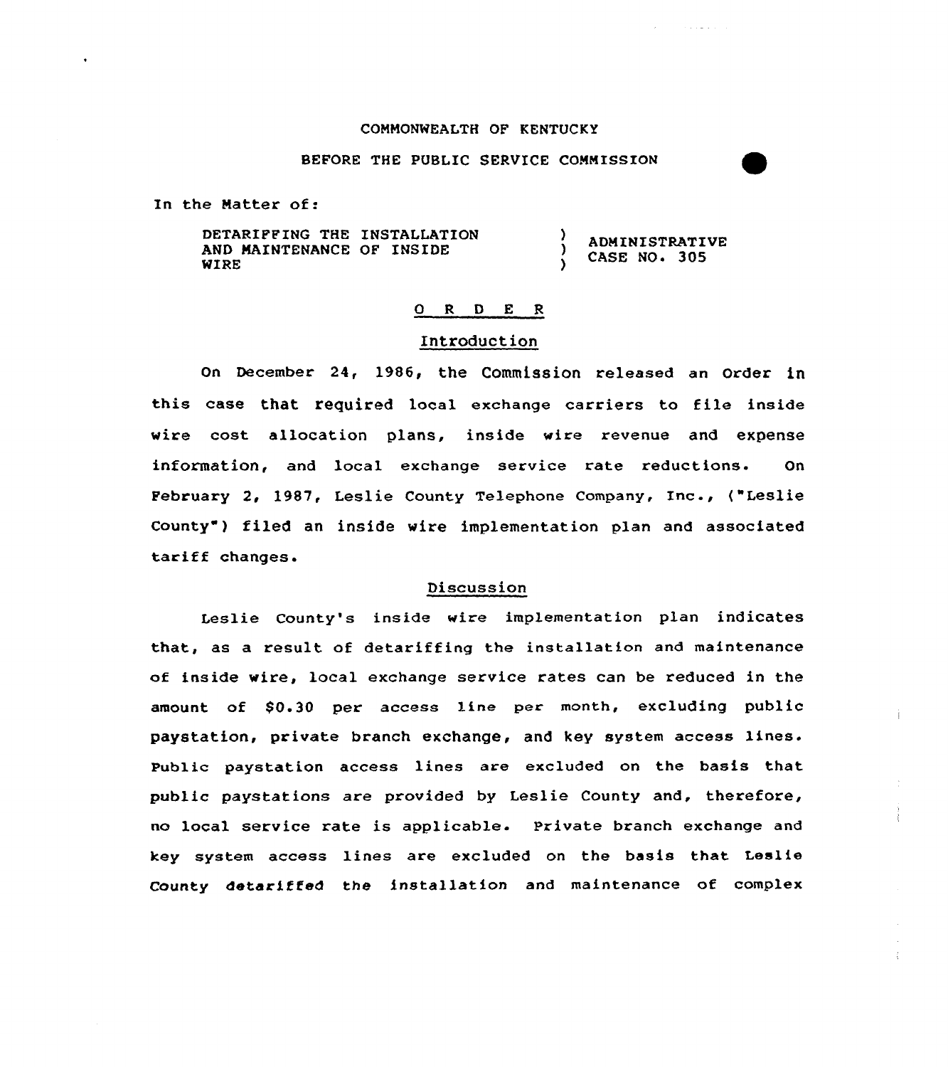COMMONWEALTH OF KENTUCKY

BEFORE THE PUBLIC SERVICE COMMISSION

In the Matter of:

| | | |
|---|---|---|
| DETARIFFING THE INSTALLATION AND MAINTENANCE OF INSIDE WIRE | ) ) ) | ADMINISTRATIVE CASE NO. 305 |

## O R D E R

### Introduction

On December 24, 1986, the Commission released an Order in this case that required local exchange carriers to file inside wire cost allocation plans, inside wire revenue and expense information, and local exchange service rate reductions. On February 2, 1987, Leslie County Telephone Company, Inc., ("Leslie County") filed an inside wire implementation plan and associated tariff changes.

### Discussion

Leslie County's inside wire implementation plan indicates that, as a result of detariffing the installation and maintenance of inside wire, local exchange service rates can be reduced in the amount of $0.30 per access line per month, excluding public paystation, private branch exchange, and key system access lines. Public paystation access lines are excluded on the basis that public paystations are provided by Leslie County and, therefore, no local service rate is applicable. Private branch exchange and key system access lines are excluded on the basis that Leslie County detariffed the installation and maintenance of complex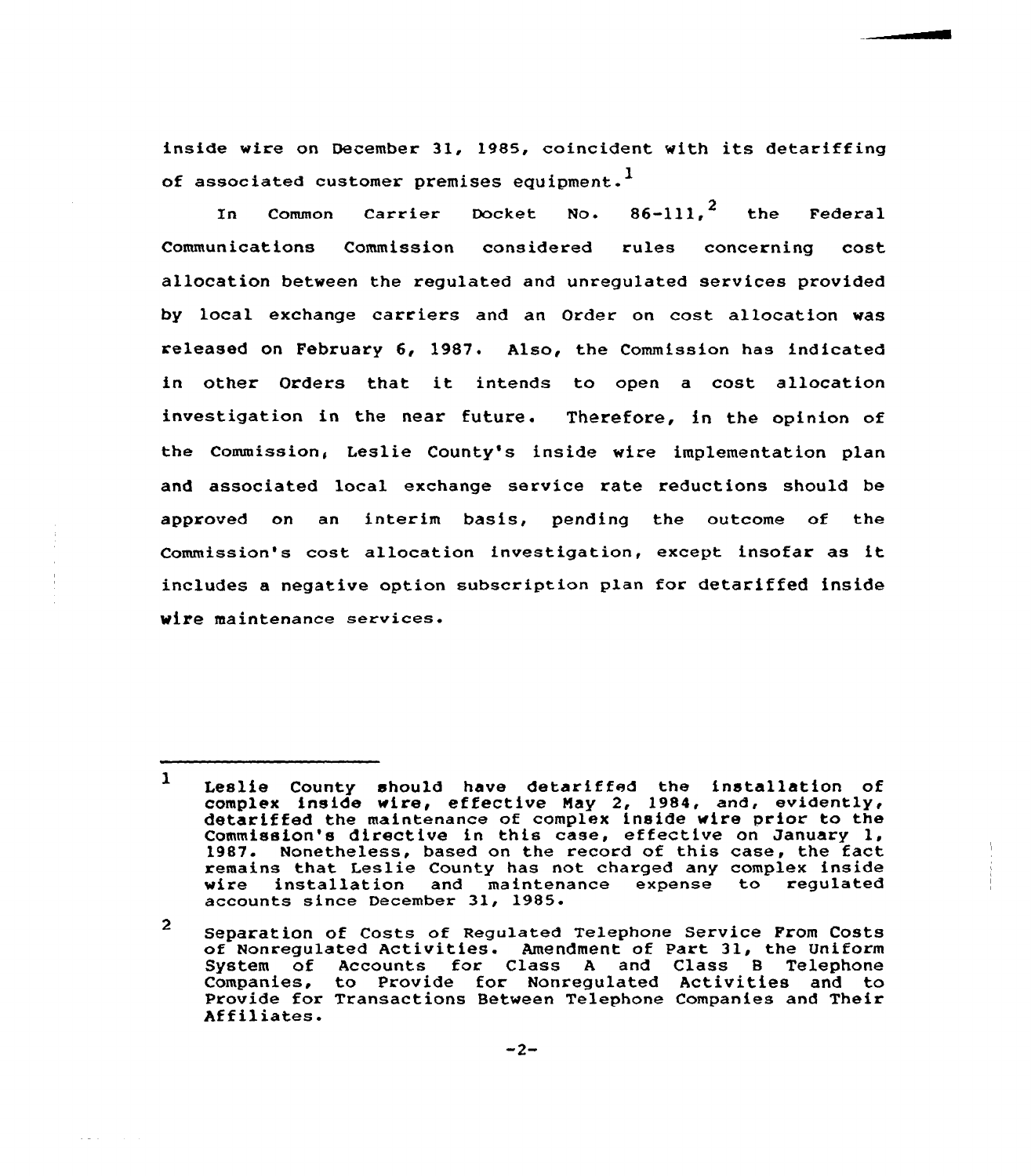inside wire on December 31, 1985, coincident with its detariffing of associated customer premises equipment.[1]

In Common Carrier Docket No. 86-111,[2] the Federal Communications Commission considered rules concerning cost allocation between the regulated and unregulated services provided by local exchange carriers and an Order on cost allocation was released on February 6, 1987. Also, the Commission has indicated in other Orders that it intends to open a cost allocation investigation in the near future. Therefore, in the opinion of the Commission, Leslie County's inside wire implementation plan and associated local exchange service rate reductions should be approved on an interim basis, pending the outcome of the Commission's cost allocation investigation, except insofar as it includes a negative option subscription plan for detariffed inside wire maintenance services.

---

[1] Leslie County should have detariffed the installation of complex inside wire, effective May 2, 1984, and, evidently, detariffed the maintenance of complex inside wire prior to the Commission's directive in this case, effective on January 1, 1987. Nonetheless, based on the record of this case, the fact remains that Leslie County has not charged any complex inside wire installation and maintenance expense to regulated accounts since December 31, 1985.

[2] Separation of Costs of Regulated Telephone Service From Costs of Nonregulated Activities. Amendment of Part 31, the Uniform System of Accounts for Class A and Class B Telephone Companies, to Provide for Nonregulated Activities and to Provide for Transactions Between Telephone Companies and Their Affiliates.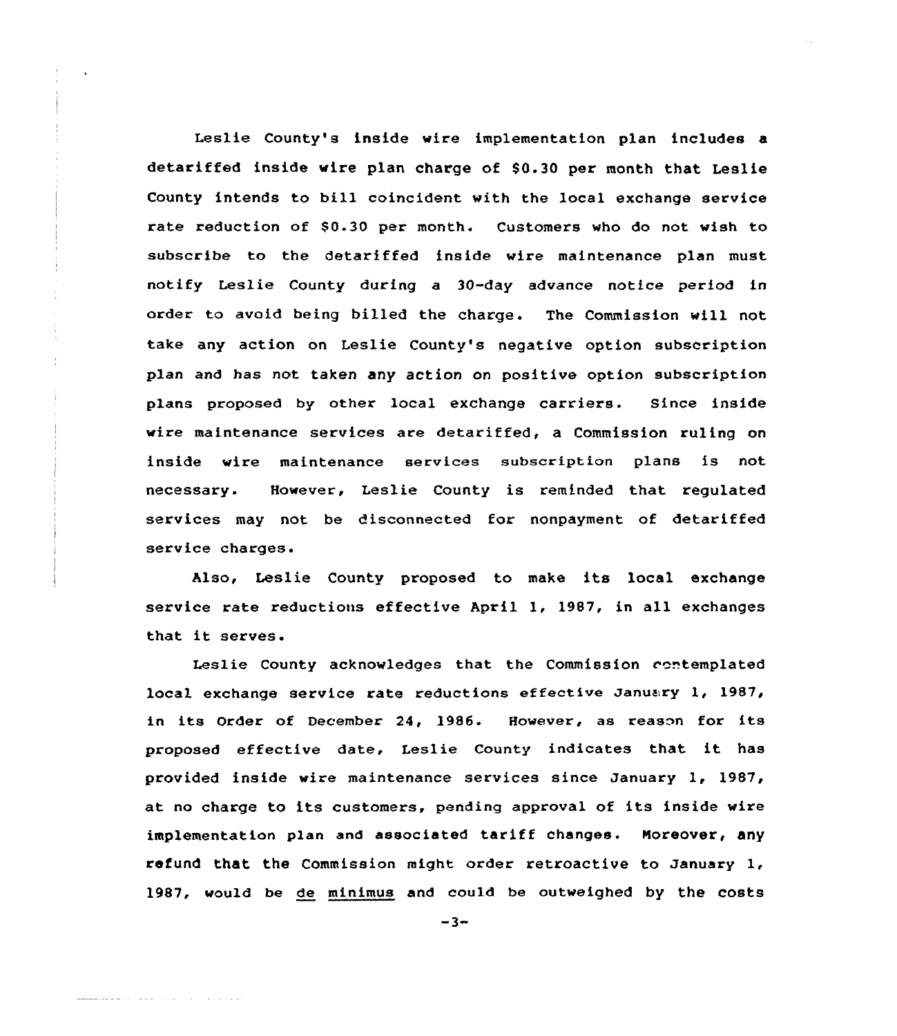Leslie County's inside wire implementation plan includes a detariffed inside wire plan charge of $0.30 per month that Leslie County intends to bill coincident with the local exchange service rate reduction of $0.30 per month. Customers who do not wish to subscribe to the detariffed inside wire maintenance plan must notify Leslie County during a 30-day advance notice period in order to avoid being billed the charge. The Commission will not take any action on Leslie County's negative option subscription plan and has not taken any action on positive option subscription plans proposed by other local exchange carriers. Since inside wire maintenance services are detariffed, a Commission ruling on inside wire maintenance services subscription plans is not necessary. However, Leslie County is reminded that regulated services may not be disconnected for nonpayment of detariffed service charges.

Also, Leslie County proposed to make its local exchange service rate reductions effective April 1, 1987, in all exchanges that it serves.

Leslie County acknowledges that the Commission contemplated local exchange service rate reductions effective January 1, 1987, in its Order of December 24, 1986. However, as reason for its proposed effective date, Leslie County indicates that it has provided inside wire maintenance services since January 1, 1987, at no charge to its customers, pending approval of its inside wire implementation plan and associated tariff changes. Moreover, any refund that the Commission might order retroactive to January 1, 1987, would be <u>de minimus</u> and could be outweighed by the costs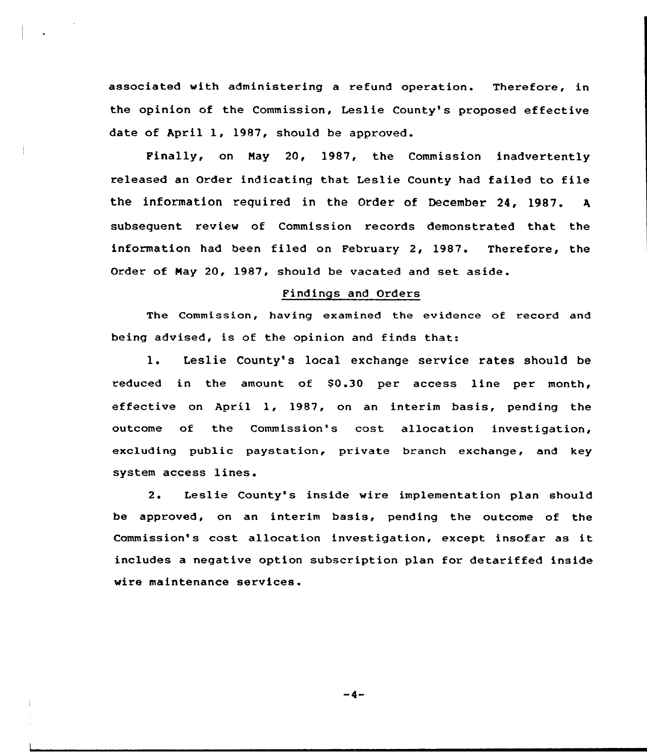associated with administering a refund operation. Therefore, in the opinion of the Commission, Leslie County's proposed effective date of April 1, 1987, should be approved.

Finally, on May 20, 1987, the Commission inadvertently released an Order indicating that Leslie County had failed to file the information required in the Order of December 24, 1987. A subsequent review of Commission records demonstrated that the information had been filed on February 2, 1987. Therefore, the Order of May 20, 1987, should be vacated and set aside.

## Findings and Orders

The Commission, having examined the evidence of record and being advised, is of the opinion and finds that:

1. Leslie County's local exchange service rates should be reduced in the amount of $0.30 per access line per month, effective on April 1, 1987, on an interim basis, pending the outcome of the Commission's cost allocation investigation, excluding public paystation, private branch exchange, and key system access lines.

2. Leslie County's inside wire implementation plan should be approved, on an interim basis, pending the outcome of the Commission's cost allocation investigation, except insofar as it includes a negative option subscription plan for detariffed inside wire maintenance services.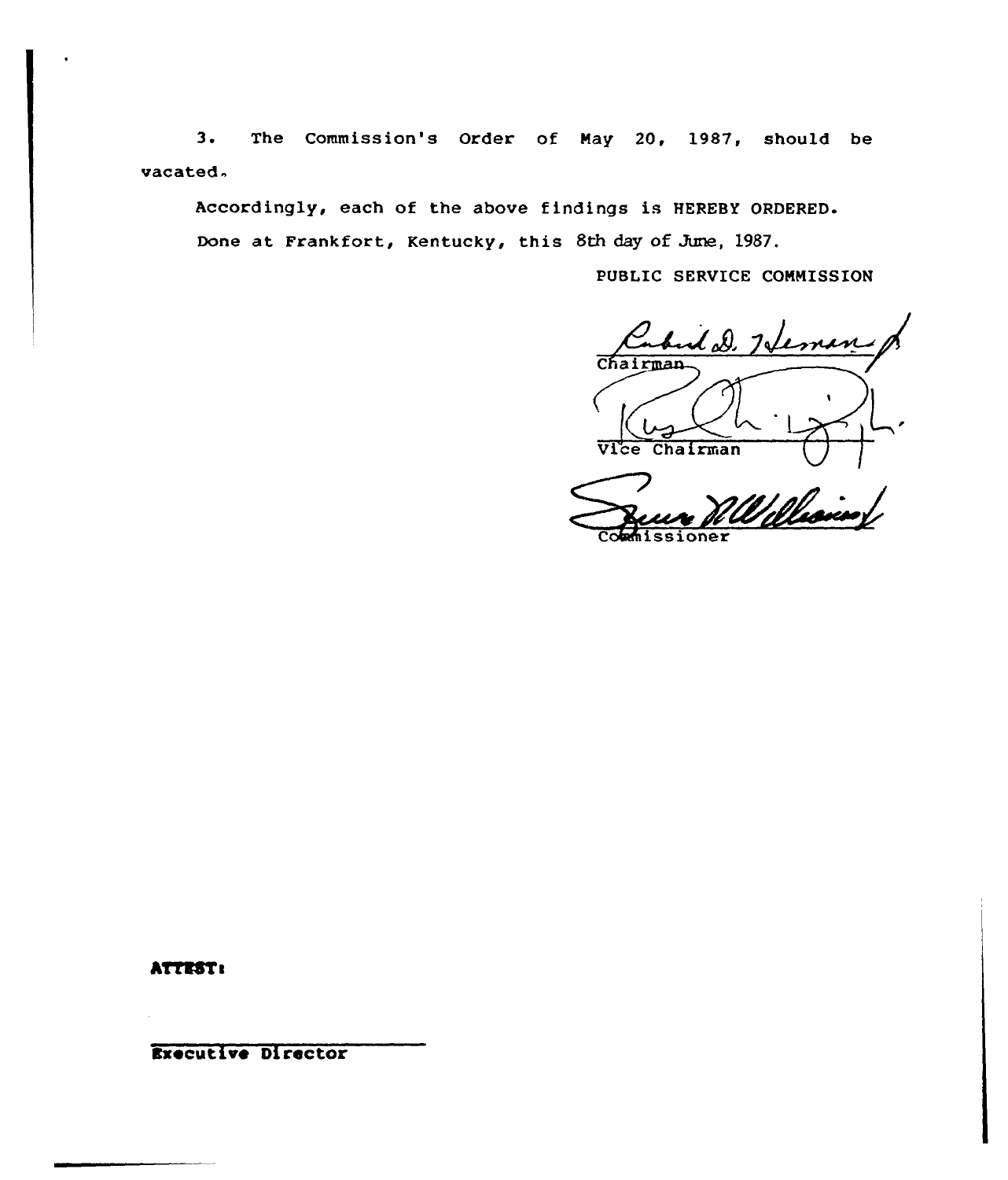3. The Commission's Order of May 20, 1987, should be vacated.

Accordingly, each of the above findings is HEREBY ORDERED.

Done at Frankfort, Kentucky, this 8th day of June, 1987.

PUBLIC SERVICE COMMISSION

Chairman

Vice Chairman

Commissioner

**ATTEST:**

**Executive Director**